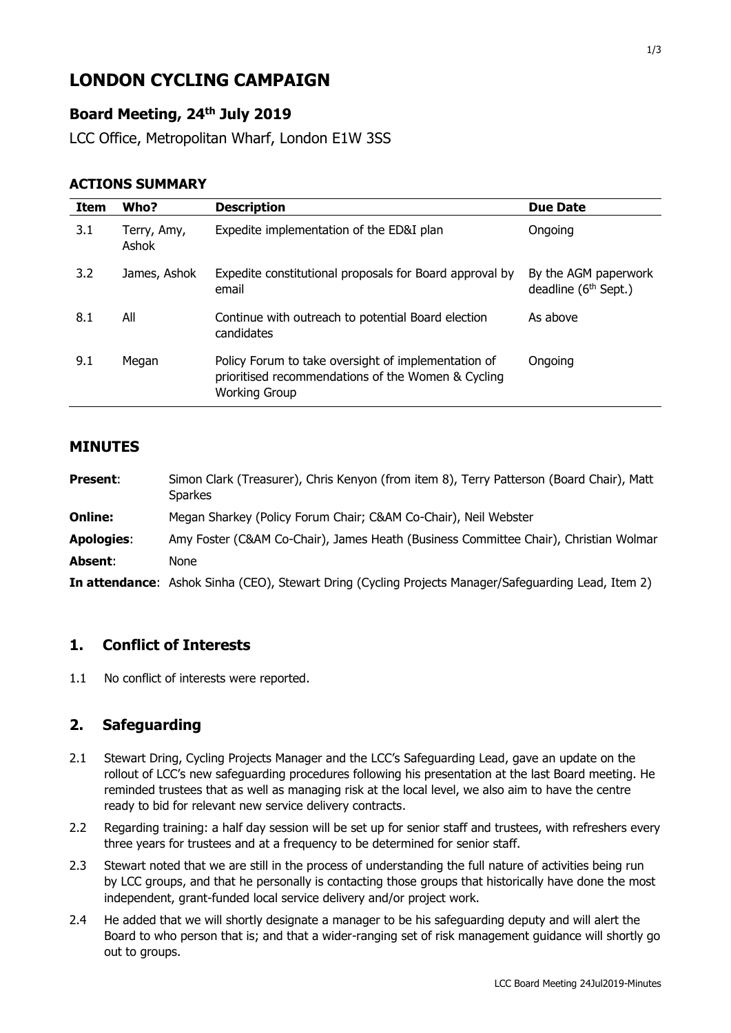# LONDON CYCLING CAMPAIGN

## Board Meeting, 24th July 2019

LCC Office, Metropolitan Wharf, London E1W 3SS

### ACTIONS SUMMARY

| Item | Who? | Description | Due Date |
|---|---|---|---|
| 3.1 | Terry, Amy, Ashok | Expedite implementation of the ED&I plan | Ongoing |
| 3.2 | James, Ashok | Expedite constitutional proposals for Board approval by email | By the AGM paperwork deadline (6th Sept.) |
| 8.1 | All | Continue with outreach to potential Board election candidates | As above |
| 9.1 | Megan | Policy Forum to take oversight of implementation of prioritised recommendations of the Women & Cycling Working Group | Ongoing |

### MINUTES

**Present**: Simon Clark (Treasurer), Chris Kenyon (from item 8), Terry Patterson (Board Chair), Matt Sparkes

**Online:** Megan Sharkey (Policy Forum Chair; C&AM Co-Chair), Neil Webster

**Apologies**: Amy Foster (C&AM Co-Chair), James Heath (Business Committee Chair), Christian Wolmar

**Absent**: None

**In attendance**: Ashok Sinha (CEO), Stewart Dring (Cycling Projects Manager/Safeguarding Lead, Item 2)

## 1. Conflict of Interests

1.1 No conflict of interests were reported.

## 2. Safeguarding

2.1 Stewart Dring, Cycling Projects Manager and the LCC's Safeguarding Lead, gave an update on the rollout of LCC's new safeguarding procedures following his presentation at the last Board meeting. He reminded trustees that as well as managing risk at the local level, we also aim to have the centre ready to bid for relevant new service delivery contracts.

2.2 Regarding training: a half day session will be set up for senior staff and trustees, with refreshers every three years for trustees and at a frequency to be determined for senior staff.

2.3 Stewart noted that we are still in the process of understanding the full nature of activities being run by LCC groups, and that he personally is contacting those groups that historically have done the most independent, grant-funded local service delivery and/or project work.

2.4 He added that we will shortly designate a manager to be his safeguarding deputy and will alert the Board to who person that is; and that a wider-ranging set of risk management guidance will shortly go out to groups.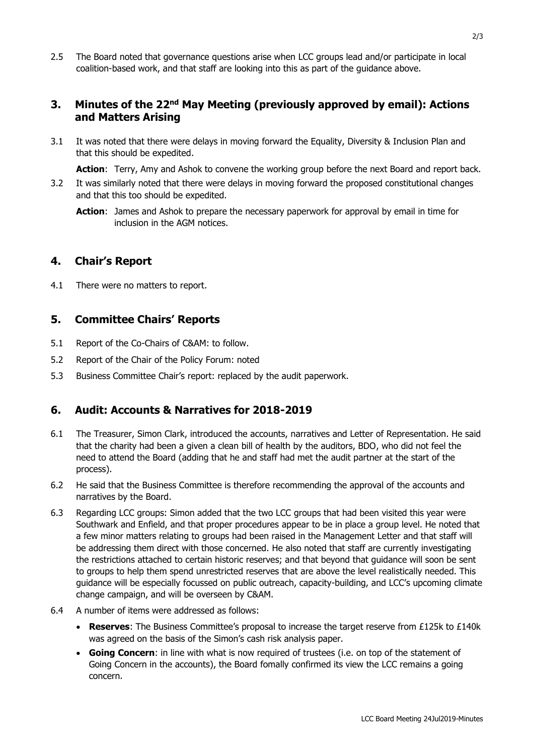2.5 The Board noted that governance questions arise when LCC groups lead and/or participate in local coalition-based work, and that staff are looking into this as part of the guidance above.

## 3. Minutes of the 22nd May Meeting (previously approved by email): Actions and Matters Arising

3.1 It was noted that there were delays in moving forward the Equality, Diversity & Inclusion Plan and that this should be expedited.

**Action**: Terry, Amy and Ashok to convene the working group before the next Board and report back.

3.2 It was similarly noted that there were delays in moving forward the proposed constitutional changes and that this too should be expedited.

**Action**: James and Ashok to prepare the necessary paperwork for approval by email in time for inclusion in the AGM notices.

## 4. Chair's Report

4.1 There were no matters to report.

## 5. Committee Chairs' Reports

5.1 Report of the Co-Chairs of C&AM: to follow.

5.2 Report of the Chair of the Policy Forum: noted

5.3 Business Committee Chair's report: replaced by the audit paperwork.

## 6. Audit: Accounts & Narratives for 2018-2019

6.1 The Treasurer, Simon Clark, introduced the accounts, narratives and Letter of Representation. He said that the charity had been a given a clean bill of health by the auditors, BDO, who did not feel the need to attend the Board (adding that he and staff had met the audit partner at the start of the process).

6.2 He said that the Business Committee is therefore recommending the approval of the accounts and narratives by the Board.

6.3 Regarding LCC groups: Simon added that the two LCC groups that had been visited this year were Southwark and Enfield, and that proper procedures appear to be in place a group level. He noted that a few minor matters relating to groups had been raised in the Management Letter and that staff will be addressing them direct with those concerned. He also noted that staff are currently investigating the restrictions attached to certain historic reserves; and that beyond that guidance will soon be sent to groups to help them spend unrestricted reserves that are above the level realistically needed. This guidance will be especially focussed on public outreach, capacity-building, and LCC's upcoming climate change campaign, and will be overseen by C&AM.

6.4 A number of items were addressed as follows:

- **Reserves**: The Business Committee's proposal to increase the target reserve from £125k to £140k was agreed on the basis of the Simon's cash risk analysis paper.
- **Going Concern**: in line with what is now required of trustees (i.e. on top of the statement of Going Concern in the accounts), the Board fomally confirmed its view the LCC remains a going concern.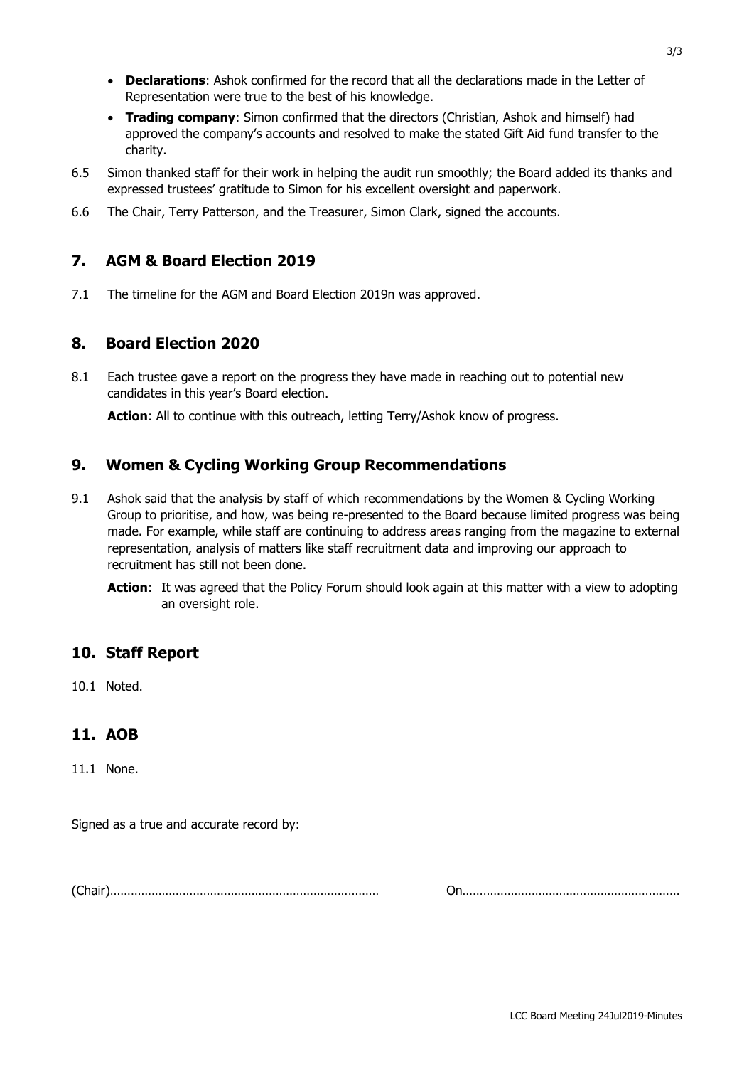- **Declarations**: Ashok confirmed for the record that all the declarations made in the Letter of Representation were true to the best of his knowledge.
- **Trading company**: Simon confirmed that the directors (Christian, Ashok and himself) had approved the company's accounts and resolved to make the stated Gift Aid fund transfer to the charity.

6.5 Simon thanked staff for their work in helping the audit run smoothly; the Board added its thanks and expressed trustees' gratitude to Simon for his excellent oversight and paperwork.

6.6 The Chair, Terry Patterson, and the Treasurer, Simon Clark, signed the accounts.

## 7. AGM & Board Election 2019

7.1 The timeline for the AGM and Board Election 2019n was approved.

## 8. Board Election 2020

8.1 Each trustee gave a report on the progress they have made in reaching out to potential new candidates in this year's Board election.

**Action**: All to continue with this outreach, letting Terry/Ashok know of progress.

## 9. Women & Cycling Working Group Recommendations

9.1 Ashok said that the analysis by staff of which recommendations by the Women & Cycling Working Group to prioritise, and how, was being re-presented to the Board because limited progress was being made. For example, while staff are continuing to address areas ranging from the magazine to external representation, analysis of matters like staff recruitment data and improving our approach to recruitment has still not been done.

**Action**: It was agreed that the Policy Forum should look again at this matter with a view to adopting an oversight role.

## 10. Staff Report

10.1 Noted.

## 11. AOB

11.1 None.

Signed as a true and accurate record by:

(Chair)…………………………………………………………………… On……………………………………………………